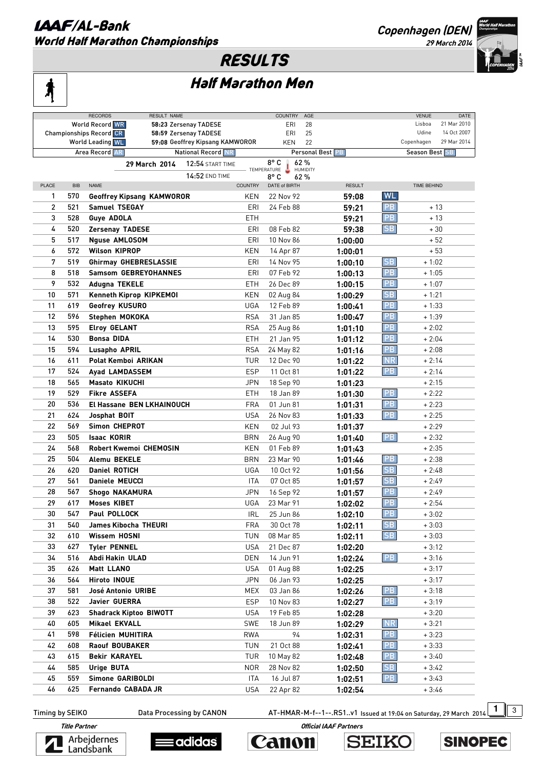# IAAF/AL-Bank World Half Marathon Championships

Copenhagen (DEN)
29 March 2014

## RESULTS

## Half Marathon Men

| RECORDS | RESULT | NAME | COUNTRY | AGE | VENUE | DATE |
|---|---|---|---|---|---|---|
| World Record WR | 58:23 | Zersenay TADESE | ERI | 28 | Lisboa | 21 Mar 2010 |
| Championships Record CR | 58:59 | Zersenay TADESE | ERI | 25 | Udine | 14 Oct 2007 |
| World Leading WL | 59:08 | Geoffrey Kipsang KAMWOROR | KEN | 22 | Copenhagen | 29 Mar 2014 |

Area Record AR | National Record NR | Personal Best PB | Season Best SB

29 March 2014 — 12:54 START TIME — 14:52 END TIME — Temperature 8° C / 8° C — Humidity 62 % / 62 %

| PLACE | BIB | NAME | COUNTRY | DATE of BIRTH | RESULT | | TIME BEHIND |
|---|---|---|---|---|---|---|---|
| 1 | 570 | Geoffrey Kipsang KAMWOROR | KEN | 22 Nov 92 | 59:08 | WL | |
| 2 | 521 | Samuel TSEGAY | ERI | 24 Feb 88 | 59:21 | PB | + 13 |
| 3 | 528 | Guye ADOLA | ETH | | 59:21 | PB | + 13 |
| 4 | 520 | Zersenay TADESE | ERI | 08 Feb 82 | 59:38 | SB | + 30 |
| 5 | 517 | Nguse AMLOSOM | ERI | 10 Nov 86 | 1:00:00 | | + 52 |
| 6 | 572 | Wilson KIPROP | KEN | 14 Apr 87 | 1:00:01 | | + 53 |
| 7 | 519 | Ghirmay GHEBRESLASSIE | ERI | 14 Nov 95 | 1:00:10 | SB | + 1:02 |
| 8 | 518 | Samsom GEBREYOHANNES | ERI | 07 Feb 92 | 1:00:13 | PB | + 1:05 |
| 9 | 532 | Adugna TEKELE | ETH | 26 Dec 89 | 1:00:15 | PB | + 1:07 |
| 10 | 571 | Kenneth Kiprop KIPKEMOI | KEN | 02 Aug 84 | 1:00:29 | SB | + 1:21 |
| 11 | 619 | Geofrey KUSURO | UGA | 12 Feb 89 | 1:00:41 | PB | + 1:33 |
| 12 | 596 | Stephen MOKOKA | RSA | 31 Jan 85 | 1:00:47 | PB | + 1:39 |
| 13 | 595 | Elroy GELANT | RSA | 25 Aug 86 | 1:01:10 | PB | + 2:02 |
| 14 | 530 | Bonsa DIDA | ETH | 21 Jan 95 | 1:01:12 | PB | + 2:04 |
| 15 | 594 | Lusapho APRIL | RSA | 24 May 82 | 1:01:16 | PB | + 2:08 |
| 16 | 611 | Polat Kemboi ARIKAN | TUR | 12 Dec 90 | 1:01:22 | NR | + 2:14 |
| 17 | 524 | Ayad LAMDASSEM | ESP | 11 Oct 81 | 1:01:22 | PB | + 2:14 |
| 18 | 565 | Masato KIKUCHI | JPN | 18 Sep 90 | 1:01:23 | | + 2:15 |
| 19 | 529 | Fikre ASSEFA | ETH | 18 Jan 89 | 1:01:30 | PB | + 2:22 |
| 20 | 536 | El Hassane BEN LKHAINOUCH | FRA | 01 Jun 81 | 1:01:31 | PB | + 2:23 |
| 21 | 624 | Josphat BOIT | USA | 26 Nov 83 | 1:01:33 | PB | + 2:25 |
| 22 | 569 | Simon CHEPROT | KEN | 02 Jul 93 | 1:01:37 | | + 2:29 |
| 23 | 505 | Isaac KORIR | BRN | 26 Aug 90 | 1:01:40 | PB | + 2:32 |
| 24 | 568 | Robert Kwemoi CHEMOSIN | KEN | 01 Feb 89 | 1:01:43 | | + 2:35 |
| 25 | 504 | Alemu BEKELE | BRN | 23 Mar 90 | 1:01:46 | PB | + 2:38 |
| 26 | 620 | Daniel ROTICH | UGA | 10 Oct 92 | 1:01:56 | SB | + 2:48 |
| 27 | 561 | Daniele MEUCCI | ITA | 07 Oct 85 | 1:01:57 | SB | + 2:49 |
| 28 | 567 | Shogo NAKAMURA | JPN | 16 Sep 92 | 1:01:57 | PB | + 2:49 |
| 29 | 617 | Moses KIBET | UGA | 23 Mar 91 | 1:02:02 | PB | + 2:54 |
| 30 | 547 | Paul POLLOCK | IRL | 25 Jun 86 | 1:02:10 | PB | + 3:02 |
| 31 | 540 | James Kibocha THEURI | FRA | 30 Oct 78 | 1:02:11 | SB | + 3:03 |
| 32 | 610 | Wissem HOSNI | TUN | 08 Mar 85 | 1:02:11 | SB | + 3:03 |
| 33 | 627 | Tyler PENNEL | USA | 21 Dec 87 | 1:02:20 | | + 3:12 |
| 34 | 516 | Abdi Hakin ULAD | DEN | 14 Jun 91 | 1:02:24 | PB | + 3:16 |
| 35 | 626 | Matt LLANO | USA | 01 Aug 88 | 1:02:25 | | + 3:17 |
| 36 | 564 | Hiroto INOUE | JPN | 06 Jan 93 | 1:02:25 | | + 3:17 |
| 37 | 581 | José Antonio URIBE | MEX | 03 Jan 86 | 1:02:26 | PB | + 3:18 |
| 38 | 522 | Javier GUERRA | ESP | 10 Nov 83 | 1:02:27 | PB | + 3:19 |
| 39 | 623 | Shadrack Kiptoo BIWOTT | USA | 19 Feb 85 | 1:02:28 | | + 3:20 |
| 40 | 605 | Mikael EKVALL | SWE | 18 Jun 89 | 1:02:29 | NR | + 3:21 |
| 41 | 598 | Félicien MUHITIRA | RWA | 94 | 1:02:31 | PB | + 3:23 |
| 42 | 608 | Raouf BOUBAKER | TUN | 21 Oct 88 | 1:02:41 | PB | + 3:33 |
| 43 | 615 | Bekir KARAYEL | TUR | 10 May 82 | 1:02:48 | PB | + 3:40 |
| 44 | 585 | Urige BUTA | NOR | 28 Nov 82 | 1:02:50 | SB | + 3:42 |
| 45 | 559 | Simone GARIBOLDI | ITA | 16 Jul 87 | 1:02:51 | PB | + 3:43 |
| 46 | 625 | Fernando CABADA JR | USA | 22 Apr 82 | 1:02:54 | | + 3:46 |

Timing by SEIKO — Data Processing by CANON — AT-HMAR-M-f--1--.RS1..v1 Issued at 19:04 on Saturday, 29 March 2014

Title Partner: Arbejdernes Landsbank — Official IAAF Partners: adidas, Canon, SEIKO, SINOPEC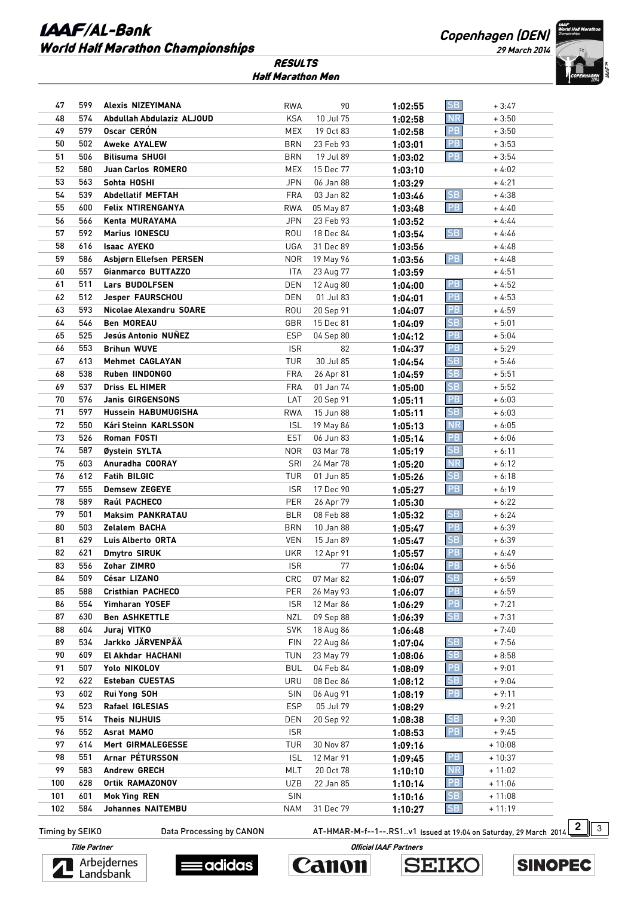# IAAF/AL-Bank World Half Marathon Championships

Copenhagen (DEN) 29 March 2014

## RESULTS

### Half Marathon Men

| | | | | | | | |
|---|---|---|---|---|---|---|---|
| 47 | 599 | Alexis NIZEYIMANA | RWA | 90 | 1:02:55 | SB | + 3:47 |
| 48 | 574 | Abdullah Abdulaziz ALJOUD | KSA | 10 Jul 75 | 1:02:58 | NR | + 3:50 |
| 49 | 579 | Oscar CERÓN | MEX | 19 Oct 83 | 1:02:58 | PB | + 3:50 |
| 50 | 502 | Aweke AYALEW | BRN | 23 Feb 93 | 1:03:01 | PB | + 3:53 |
| 51 | 506 | Bilisuma SHUGI | BRN | 19 Jul 89 | 1:03:02 | PB | + 3:54 |
| 52 | 580 | Juan Carlos ROMERO | MEX | 15 Dec 77 | 1:03:10 | | + 4:02 |
| 53 | 563 | Sohta HOSHI | JPN | 06 Jan 88 | 1:03:29 | | + 4:21 |
| 54 | 539 | Abdellatif MEFTAH | FRA | 03 Jan 82 | 1:03:46 | SB | + 4:38 |
| 55 | 600 | Felix NTIRENGANYA | RWA | 05 May 87 | 1:03:48 | PB | + 4:40 |
| 56 | 566 | Kenta MURAYAMA | JPN | 23 Feb 93 | 1:03:52 | | + 4:44 |
| 57 | 592 | Marius IONESCU | ROU | 18 Dec 84 | 1:03:54 | SB | + 4:46 |
| 58 | 616 | Isaac AYEKO | UGA | 31 Dec 89 | 1:03:56 | | + 4:48 |
| 59 | 586 | Asbjørn Ellefsen PERSEN | NOR | 19 May 96 | 1:03:56 | PB | + 4:48 |
| 60 | 557 | Gianmarco BUTTAZZO | ITA | 23 Aug 77 | 1:03:59 | | + 4:51 |
| 61 | 511 | Lars BUDOLFSEN | DEN | 12 Aug 80 | 1:04:00 | PB | + 4:52 |
| 62 | 512 | Jesper FAURSCHOU | DEN | 01 Jul 83 | 1:04:01 | PB | + 4:53 |
| 63 | 593 | Nicolae Alexandru SOARE | ROU | 20 Sep 91 | 1:04:07 | PB | + 4:59 |
| 64 | 546 | Ben MOREAU | GBR | 15 Dec 81 | 1:04:09 | SB | + 5:01 |
| 65 | 525 | Jesús Antonio NUÑEZ | ESP | 04 Sep 80 | 1:04:12 | PB | + 5:04 |
| 66 | 553 | Brihun WUVE | ISR | 82 | 1:04:37 | PB | + 5:29 |
| 67 | 613 | Mehmet CAGLAYAN | TUR | 30 Jul 85 | 1:04:54 | SB | + 5:46 |
| 68 | 538 | Ruben IINDONGO | FRA | 26 Apr 81 | 1:04:59 | SB | + 5:51 |
| 69 | 537 | Driss EL HIMER | FRA | 01 Jan 74 | 1:05:00 | SB | + 5:52 |
| 70 | 576 | Janis GIRGENSONS | LAT | 20 Sep 91 | 1:05:11 | PB | + 6:03 |
| 71 | 597 | Hussein HABUMUGISHA | RWA | 15 Jun 88 | 1:05:11 | SB | + 6:03 |
| 72 | 550 | Kári Steinn KARLSSON | ISL | 19 May 86 | 1:05:13 | NR | + 6:05 |
| 73 | 526 | Roman FOSTI | EST | 06 Jun 83 | 1:05:14 | PB | + 6:06 |
| 74 | 587 | Øystein SYLTA | NOR | 03 Mar 78 | 1:05:19 | SB | + 6:11 |
| 75 | 603 | Anuradha COORAY | SRI | 24 Mar 78 | 1:05:20 | NR | + 6:12 |
| 76 | 612 | Fatih BILGIC | TUR | 01 Jun 85 | 1:05:26 | SB | + 6:18 |
| 77 | 555 | Demsew ZEGEYE | ISR | 17 Dec 90 | 1:05:27 | PB | + 6:19 |
| 78 | 589 | Raúl PACHECO | PER | 26 Apr 79 | 1:05:30 | | + 6:22 |
| 79 | 501 | Maksim PANKRATAU | BLR | 08 Feb 88 | 1:05:32 | SB | + 6:24 |
| 80 | 503 | Zelalem BACHA | BRN | 10 Jan 88 | 1:05:47 | PB | + 6:39 |
| 81 | 629 | Luis Alberto ORTA | VEN | 15 Jan 89 | 1:05:47 | SB | + 6:39 |
| 82 | 621 | Dmytro SIRUK | UKR | 12 Apr 91 | 1:05:57 | PB | + 6:49 |
| 83 | 556 | Zohar ZIMRO | ISR | 77 | 1:06:04 | PB | + 6:56 |
| 84 | 509 | César LIZANO | CRC | 07 Mar 82 | 1:06:07 | SB | + 6:59 |
| 85 | 588 | Cristhian PACHECO | PER | 26 May 93 | 1:06:07 | PB | + 6:59 |
| 86 | 554 | Yimharan YOSEF | ISR | 12 Mar 86 | 1:06:29 | PB | + 7:21 |
| 87 | 630 | Ben ASHKETTLE | NZL | 09 Sep 88 | 1:06:39 | SB | + 7:31 |
| 88 | 604 | Juraj VITKO | SVK | 18 Aug 86 | 1:06:48 | | + 7:40 |
| 89 | 534 | Jarkko JÄRVENPÄÄ | FIN | 22 Aug 86 | 1:07:04 | SB | + 7:56 |
| 90 | 609 | El Akhdar HACHANI | TUN | 23 May 79 | 1:08:06 | SB | + 8:58 |
| 91 | 507 | Yolo NIKOLOV | BUL | 04 Feb 84 | 1:08:09 | PB | + 9:01 |
| 92 | 622 | Esteban CUESTAS | URU | 08 Dec 86 | 1:08:12 | SB | + 9:04 |
| 93 | 602 | Rui Yong SOH | SIN | 06 Aug 91 | 1:08:19 | PB | + 9:11 |
| 94 | 523 | Rafael IGLESIAS | ESP | 05 Jul 79 | 1:08:29 | | + 9:21 |
| 95 | 514 | Theis NIJHUIS | DEN | 20 Sep 92 | 1:08:38 | SB | + 9:30 |
| 96 | 552 | Asrat MAMO | ISR | | 1:08:53 | PB | + 9:45 |
| 97 | 614 | Mert GIRMALEGESSE | TUR | 30 Nov 87 | 1:09:16 | | + 10:08 |
| 98 | 551 | Arnar PÉTURSSON | ISL | 12 Mar 91 | 1:09:45 | PB | + 10:37 |
| 99 | 583 | Andrew GRECH | MLT | 20 Oct 78 | 1:10:10 | NR | + 11:02 |
| 100 | 628 | Ortik RAMAZONOV | UZB | 22 Jan 85 | 1:10:14 | PB | + 11:06 |
| 101 | 601 | Mok Ying REN | SIN | | 1:10:16 | SB | + 11:08 |
| 102 | 584 | Johannes NAITEMBU | NAM | 31 Dec 79 | 1:10:27 | SB | + 11:19 |

Timing by SEIKO    Data Processing by CANON    AT-HMAR-M-f--1--.RS1..v1 Issued at 19:04 on Saturday, 29 March 2014

Title Partner: Arbejdernes Landsbank    Official IAAF Partners: adidas, Canon, SEIKO, SINOPEC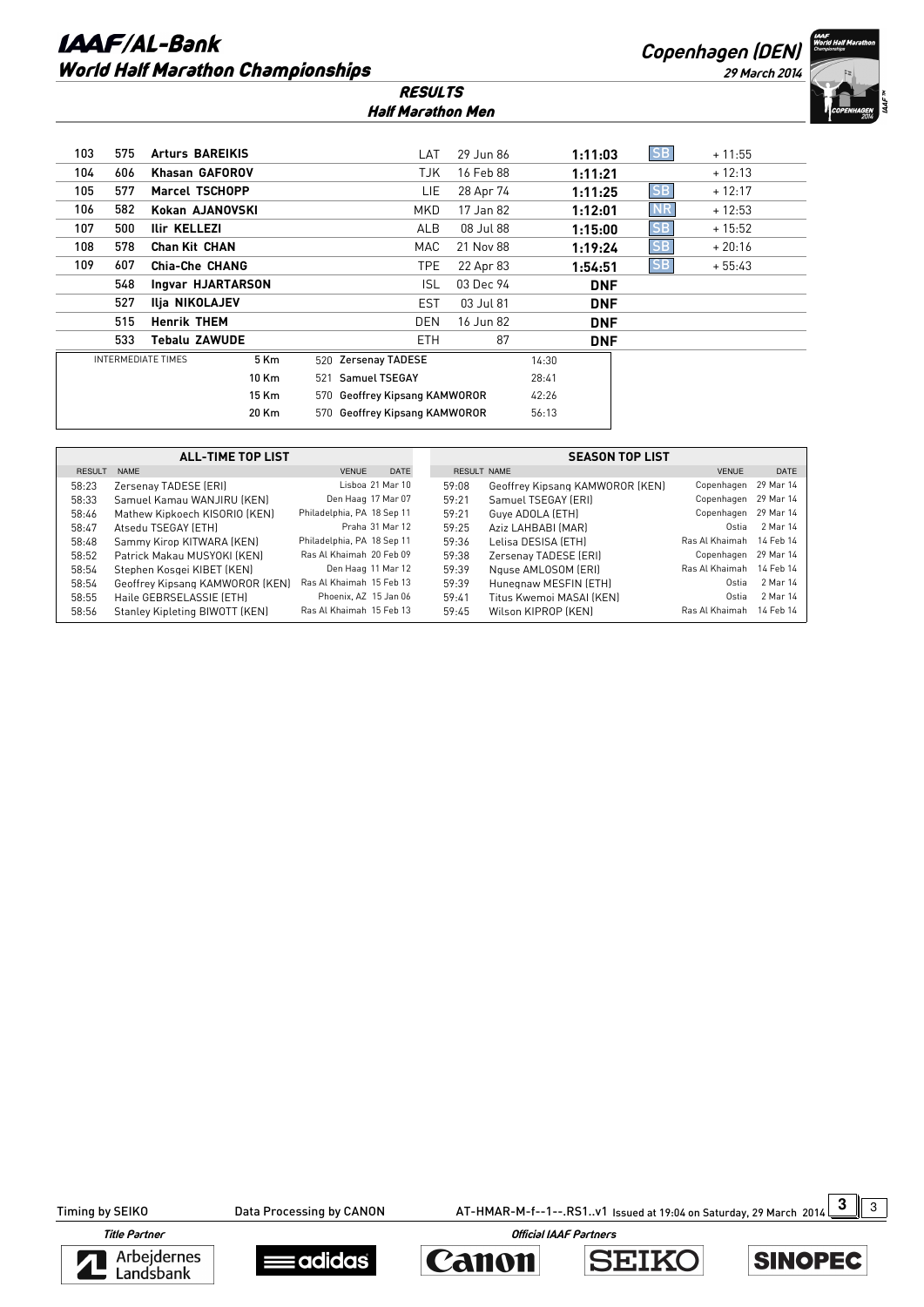# IAAF/AL-Bank World Half Marathon Championships

**Copenhagen (DEN)**
**29 March 2014**

## RESULTS
### Half Marathon Men

| | | | | | | | |
|---|---|---|---|---|---|---|---|
| 103 | 575 | **Arturs BAREIKIS** | LAT | 29 Jun 86 | **1:11:03** | SB | + 11:55 |
| 104 | 606 | **Khasan GAFOROV** | TJK | 16 Feb 88 | **1:11:21** | | + 12:13 |
| 105 | 577 | **Marcel TSCHOPP** | LIE | 28 Apr 74 | **1:11:25** | SB | + 12:17 |
| 106 | 582 | **Kokan AJANOVSKI** | MKD | 17 Jan 82 | **1:12:01** | NR | + 12:53 |
| 107 | 500 | **Ilir KELLEZI** | ALB | 08 Jul 88 | **1:15:00** | SB | + 15:52 |
| 108 | 578 | **Chan Kit CHAN** | MAC | 21 Nov 88 | **1:19:24** | SB | + 20:16 |
| 109 | 607 | **Chia-Che CHANG** | TPE | 22 Apr 83 | **1:54:51** | SB | + 55:43 |
| | 548 | **Ingvar HJARTARSON** | ISL | 03 Dec 94 | **DNF** | | |
| | 527 | **Ilja NIKOLAJEV** | EST | 03 Jul 81 | **DNF** | | |
| | 515 | **Henrik THEM** | DEN | 16 Jun 82 | **DNF** | | |
| | 533 | **Tebalu ZAWUDE** | ETH | 87 | **DNF** | | |

| INTERMEDIATE TIMES | | | |
|---|---|---|---|
| 5 Km | 520 | Zersenay TADESE | 14:30 |
| 10 Km | 521 | Samuel TSEGAY | 28:41 |
| 15 Km | 570 | Geoffrey Kipsang KAMWOROR | 42:26 |
| 20 Km | 570 | Geoffrey Kipsang KAMWOROR | 56:13 |

**ALL-TIME TOP LIST**

| RESULT | NAME | VENUE | DATE |
|---|---|---|---|
| 58:23 | Zersenay TADESE (ERI) | Lisboa | 21 Mar 10 |
| 58:33 | Samuel Kamau WANJIRU (KEN) | Den Haag | 17 Mar 07 |
| 58:46 | Mathew Kipkoech KISORIO (KEN) | Philadelphia, PA | 18 Sep 11 |
| 58:47 | Atsedu TSEGAY (ETH) | Praha | 31 Mar 12 |
| 58:48 | Sammy Kirop KITWARA (KEN) | Philadelphia, PA | 18 Sep 11 |
| 58:52 | Patrick Makau MUSYOKI (KEN) | Ras Al Khaimah | 20 Feb 09 |
| 58:54 | Stephen Kosgei KIBET (KEN) | Den Haag | 11 Mar 12 |
| 58:54 | Geoffrey Kipsang KAMWOROR (KEN) | Ras Al Khaimah | 15 Feb 13 |
| 58:55 | Haile GEBRSELASSIE (ETH) | Phoenix, AZ | 15 Jan 06 |
| 58:56 | Stanley Kipleting BIWOTT (KEN) | Ras Al Khaimah | 15 Feb 13 |

**SEASON TOP LIST**

| RESULT | NAME | VENUE | DATE |
|---|---|---|---|
| 59:08 | Geoffrey Kipsang KAMWOROR (KEN) | Copenhagen | 29 Mar 14 |
| 59:21 | Samuel TSEGAY (ERI) | Copenhagen | 29 Mar 14 |
| 59:21 | Guye ADOLA (ETH) | Copenhagen | 29 Mar 14 |
| 59:25 | Aziz LAHBABI (MAR) | Ostia | 2 Mar 14 |
| 59:36 | Lelisa DESISA (ETH) | Ras Al Khaimah | 14 Feb 14 |
| 59:38 | Zersenay TADESE (ERI) | Copenhagen | 29 Mar 14 |
| 59:39 | Nguse AMLOSOM (ERI) | Ras Al Khaimah | 14 Feb 14 |
| 59:39 | Hunegnaw MESFIN (ETH) | Ostia | 2 Mar 14 |
| 59:41 | Titus Kwemoi MASAI (KEN) | Ostia | 2 Mar 14 |
| 59:45 | Wilson KIPROP (KEN) | Ras Al Khaimah | 14 Feb 14 |

Timing by SEIKO    Data Processing by CANON    AT-HMAR-M-f--1--.RS1..v1 Issued at 19:04 on Saturday, 29 March 2014

Title Partner: Arbejdernes Landsbank    Official IAAF Partners: adidas, Canon, SEIKO, SINOPEC